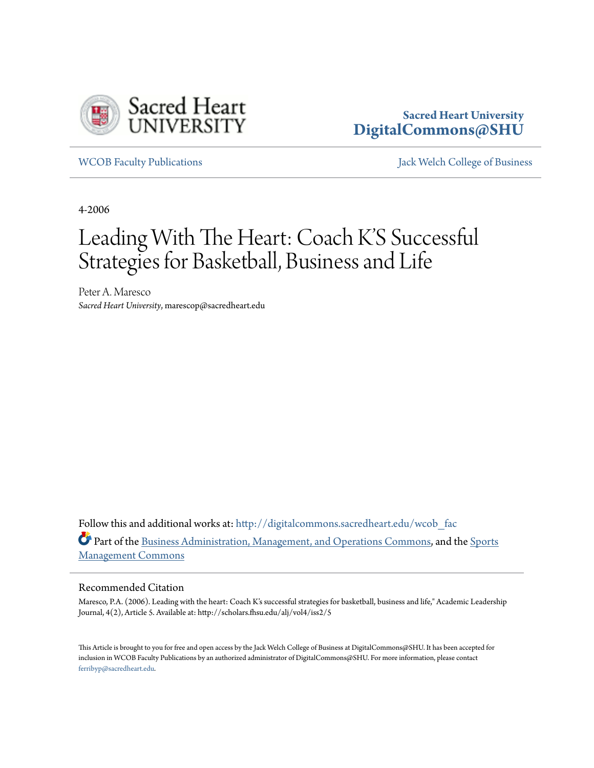Sacred Heart University
DigitalCommons@SHU

WCOB Faculty Publications | Jack Welch College of Business

4-2006

# Leading With The Heart: Coach K'S Successful Strategies for Basketball, Business and Life

Peter A. Maresco
*Sacred Heart University*, marescop@sacredheart.edu

Follow this and additional works at: http://digitalcommons.sacredheart.edu/wcob_fac

Part of the Business Administration, Management, and Operations Commons, and the Sports Management Commons

## Recommended Citation

Maresco, P.A. (2006). Leading with the heart: Coach K's successful strategies for basketball, business and life," Academic Leadership Journal, 4(2), Article 5. Available at: http://scholars.fhsu.edu/alj/vol4/iss2/5

This Article is brought to you for free and open access by the Jack Welch College of Business at DigitalCommons@SHU. It has been accepted for inclusion in WCOB Faculty Publications by an authorized administrator of DigitalCommons@SHU. For more information, please contact ferribyp@sacredheart.edu.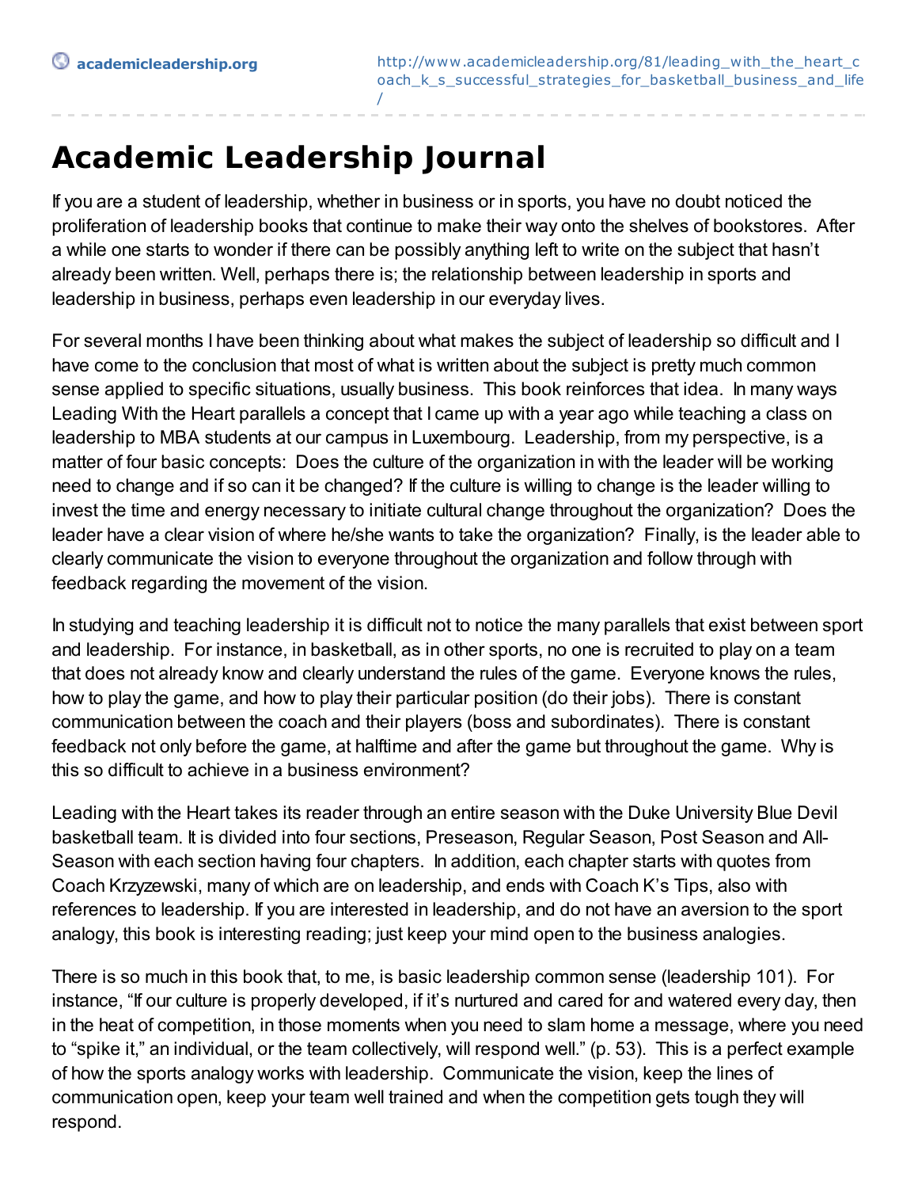# Academic Leadership Journal

If you are a student of leadership, whether in business or in sports, you have no doubt noticed the proliferation of leadership books that continue to make their way onto the shelves of bookstores. After a while one starts to wonder if there can be possibly anything left to write on the subject that hasn't already been written. Well, perhaps there is; the relationship between leadership in sports and leadership in business, perhaps even leadership in our everyday lives.

For several months I have been thinking about what makes the subject of leadership so difficult and I have come to the conclusion that most of what is written about the subject is pretty much common sense applied to specific situations, usually business. This book reinforces that idea. In many ways Leading With the Heart parallels a concept that I came up with a year ago while teaching a class on leadership to MBA students at our campus in Luxembourg. Leadership, from my perspective, is a matter of four basic concepts: Does the culture of the organization in with the leader will be working need to change and if so can it be changed? If the culture is willing to change is the leader willing to invest the time and energy necessary to initiate cultural change throughout the organization? Does the leader have a clear vision of where he/she wants to take the organization? Finally, is the leader able to clearly communicate the vision to everyone throughout the organization and follow through with feedback regarding the movement of the vision.

In studying and teaching leadership it is difficult not to notice the many parallels that exist between sport and leadership. For instance, in basketball, as in other sports, no one is recruited to play on a team that does not already know and clearly understand the rules of the game. Everyone knows the rules, how to play the game, and how to play their particular position (do their jobs). There is constant communication between the coach and their players (boss and subordinates). There is constant feedback not only before the game, at halftime and after the game but throughout the game. Why is this so difficult to achieve in a business environment?

Leading with the Heart takes its reader through an entire season with the Duke University Blue Devil basketball team. It is divided into four sections, Preseason, Regular Season, Post Season and All-Season with each section having four chapters. In addition, each chapter starts with quotes from Coach Krzyzewski, many of which are on leadership, and ends with Coach K's Tips, also with references to leadership. If you are interested in leadership, and do not have an aversion to the sport analogy, this book is interesting reading; just keep your mind open to the business analogies.

There is so much in this book that, to me, is basic leadership common sense (leadership 101). For instance, "If our culture is properly developed, if it's nurtured and cared for and watered every day, then in the heat of competition, in those moments when you need to slam home a message, where you need to "spike it," an individual, or the team collectively, will respond well." (p. 53). This is a perfect example of how the sports analogy works with leadership. Communicate the vision, keep the lines of communication open, keep your team well trained and when the competition gets tough they will respond.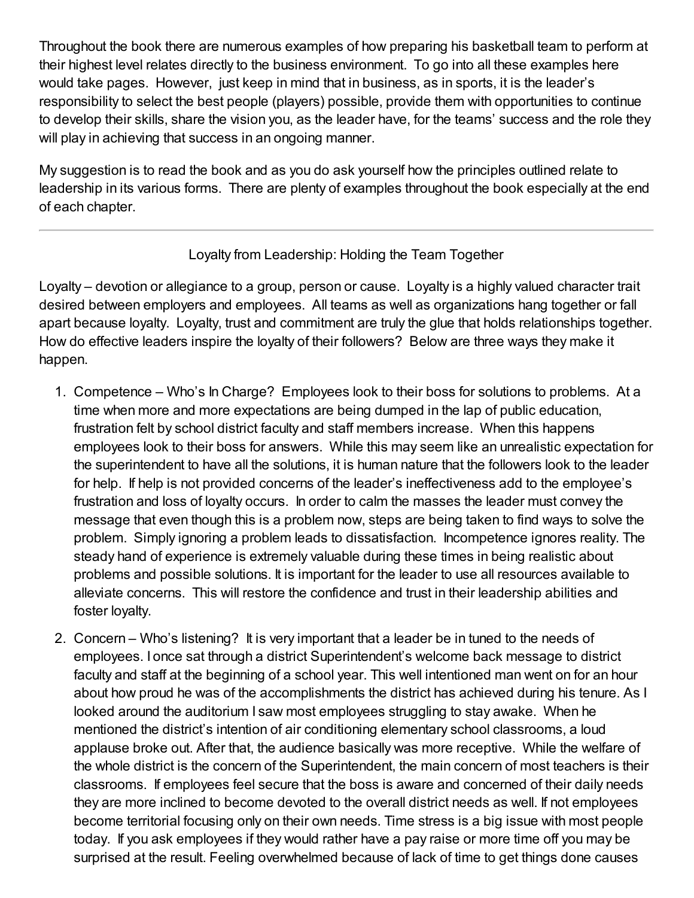Throughout the book there are numerous examples of how preparing his basketball team to perform at their highest level relates directly to the business environment. To go into all these examples here would take pages. However, just keep in mind that in business, as in sports, it is the leader's responsibility to select the best people (players) possible, provide them with opportunities to continue to develop their skills, share the vision you, as the leader have, for the teams' success and the role they will play in achieving that success in an ongoing manner.

My suggestion is to read the book and as you do ask yourself how the principles outlined relate to leadership in its various forms. There are plenty of examples throughout the book especially at the end of each chapter.

---

## Loyalty from Leadership: Holding the Team Together

Loyalty – devotion or allegiance to a group, person or cause. Loyalty is a highly valued character trait desired between employers and employees. All teams as well as organizations hang together or fall apart because loyalty. Loyalty, trust and commitment are truly the glue that holds relationships together. How do effective leaders inspire the loyalty of their followers? Below are three ways they make it happen.

1. Competence – Who's In Charge? Employees look to their boss for solutions to problems. At a time when more and more expectations are being dumped in the lap of public education, frustration felt by school district faculty and staff members increase. When this happens employees look to their boss for answers. While this may seem like an unrealistic expectation for the superintendent to have all the solutions, it is human nature that the followers look to the leader for help. If help is not provided concerns of the leader's ineffectiveness add to the employee's frustration and loss of loyalty occurs. In order to calm the masses the leader must convey the message that even though this is a problem now, steps are being taken to find ways to solve the problem. Simply ignoring a problem leads to dissatisfaction. Incompetence ignores reality. The steady hand of experience is extremely valuable during these times in being realistic about problems and possible solutions. It is important for the leader to use all resources available to alleviate concerns. This will restore the confidence and trust in their leadership abilities and foster loyalty.
2. Concern – Who's listening? It is very important that a leader be in tuned to the needs of employees. I once sat through a district Superintendent's welcome back message to district faculty and staff at the beginning of a school year. This well intentioned man went on for an hour about how proud he was of the accomplishments the district has achieved during his tenure. As I looked around the auditorium I saw most employees struggling to stay awake. When he mentioned the district's intention of air conditioning elementary school classrooms, a loud applause broke out. After that, the audience basically was more receptive. While the welfare of the whole district is the concern of the Superintendent, the main concern of most teachers is their classrooms. If employees feel secure that the boss is aware and concerned of their daily needs they are more inclined to become devoted to the overall district needs as well. If not employees become territorial focusing only on their own needs. Time stress is a big issue with most people today. If you ask employees if they would rather have a pay raise or more time off you may be surprised at the result. Feeling overwhelmed because of lack of time to get things done causes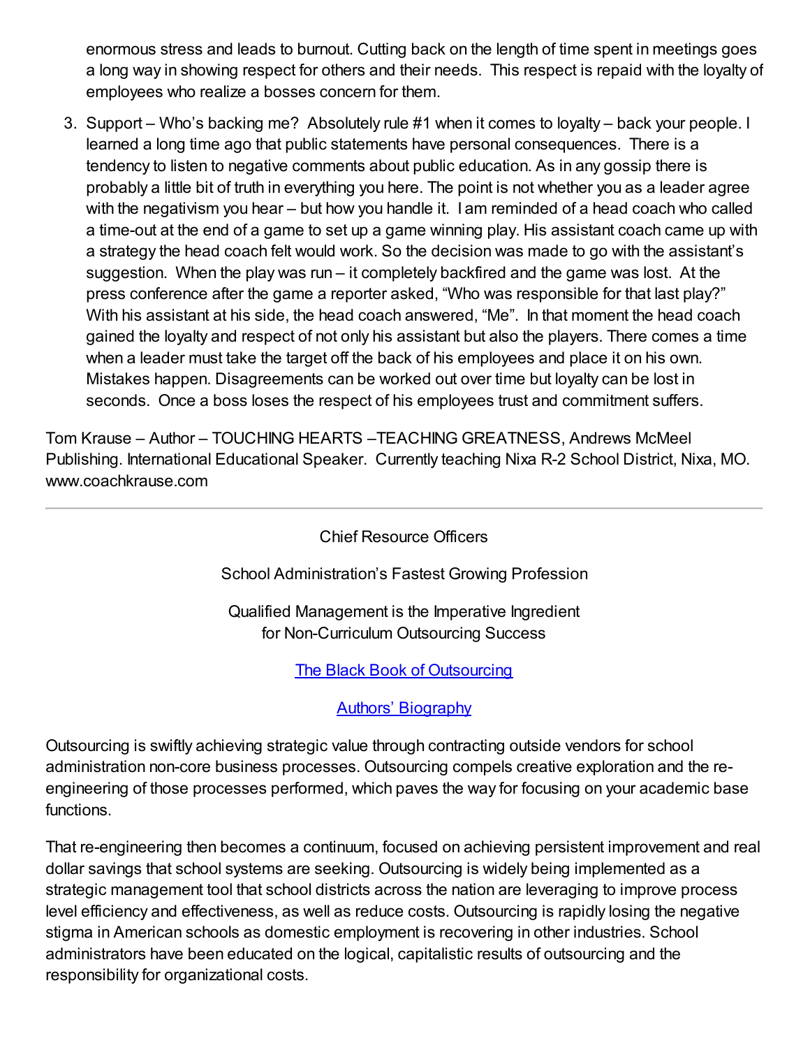enormous stress and leads to burnout. Cutting back on the length of time spent in meetings goes a long way in showing respect for others and their needs. This respect is repaid with the loyalty of employees who realize a bosses concern for them.

3. Support – Who's backing me? Absolutely rule #1 when it comes to loyalty – back your people. I learned a long time ago that public statements have personal consequences. There is a tendency to listen to negative comments about public education. As in any gossip there is probably a little bit of truth in everything you here. The point is not whether you as a leader agree with the negativism you hear – but how you handle it. I am reminded of a head coach who called a time-out at the end of a game to set up a game winning play. His assistant coach came up with a strategy the head coach felt would work. So the decision was made to go with the assistant's suggestion. When the play was run – it completely backfired and the game was lost. At the press conference after the game a reporter asked, "Who was responsible for that last play?" With his assistant at his side, the head coach answered, "Me". In that moment the head coach gained the loyalty and respect of not only his assistant but also the players. There comes a time when a leader must take the target off the back of his employees and place it on his own. Mistakes happen. Disagreements can be worked out over time but loyalty can be lost in seconds. Once a boss loses the respect of his employees trust and commitment suffers.

Tom Krause – Author – TOUCHING HEARTS –TEACHING GREATNESS, Andrews McMeel Publishing. International Educational Speaker. Currently teaching Nixa R-2 School District, Nixa, MO. www.coachkrause.com

---

Chief Resource Officers

School Administration's Fastest Growing Profession

Qualified Management is the Imperative Ingredient
for Non-Curriculum Outsourcing Success

[The Black Book of Outsourcing]

[Authors' Biography]

Outsourcing is swiftly achieving strategic value through contracting outside vendors for school administration non-core business processes. Outsourcing compels creative exploration and the re-engineering of those processes performed, which paves the way for focusing on your academic base functions.

That re-engineering then becomes a continuum, focused on achieving persistent improvement and real dollar savings that school systems are seeking. Outsourcing is widely being implemented as a strategic management tool that school districts across the nation are leveraging to improve process level efficiency and effectiveness, as well as reduce costs. Outsourcing is rapidly losing the negative stigma in American schools as domestic employment is recovering in other industries. School administrators have been educated on the logical, capitalistic results of outsourcing and the responsibility for organizational costs.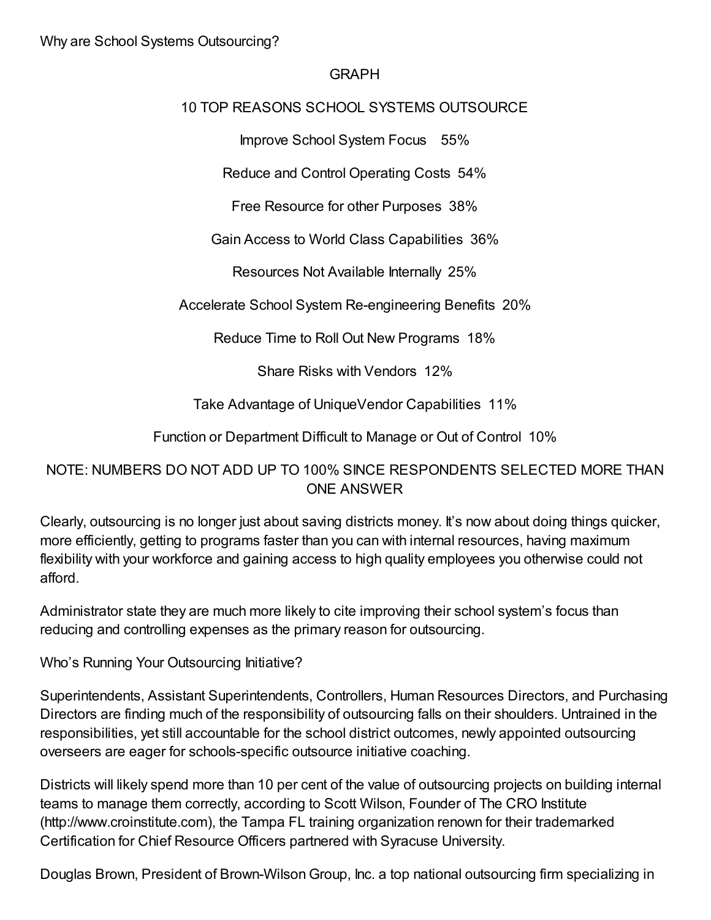Why are School Systems Outsourcing?

GRAPH

10 TOP REASONS SCHOOL SYSTEMS OUTSOURCE

Improve School System Focus 55%

Reduce and Control Operating Costs 54%

Free Resource for other Purposes 38%

Gain Access to World Class Capabilities 36%

Resources Not Available Internally 25%

Accelerate School System Re-engineering Benefits 20%

Reduce Time to Roll Out New Programs 18%

Share Risks with Vendors 12%

Take Advantage of UniqueVendor Capabilities 11%

Function or Department Difficult to Manage or Out of Control 10%

NOTE: NUMBERS DO NOT ADD UP TO 100% SINCE RESPONDENTS SELECTED MORE THAN ONE ANSWER

Clearly, outsourcing is no longer just about saving districts money. It's now about doing things quicker, more efficiently, getting to programs faster than you can with internal resources, having maximum flexibility with your workforce and gaining access to high quality employees you otherwise could not afford.

Administrator state they are much more likely to cite improving their school system's focus than reducing and controlling expenses as the primary reason for outsourcing.

Who's Running Your Outsourcing Initiative?

Superintendents, Assistant Superintendents, Controllers, Human Resources Directors, and Purchasing Directors are finding much of the responsibility of outsourcing falls on their shoulders. Untrained in the responsibilities, yet still accountable for the school district outcomes, newly appointed outsourcing overseers are eager for schools-specific outsource initiative coaching.

Districts will likely spend more than 10 per cent of the value of outsourcing projects on building internal teams to manage them correctly, according to Scott Wilson, Founder of The CRO Institute (http://www.croinstitute.com), the Tampa FL training organization renown for their trademarked Certification for Chief Resource Officers partnered with Syracuse University.

Douglas Brown, President of Brown-Wilson Group, Inc. a top national outsourcing firm specializing in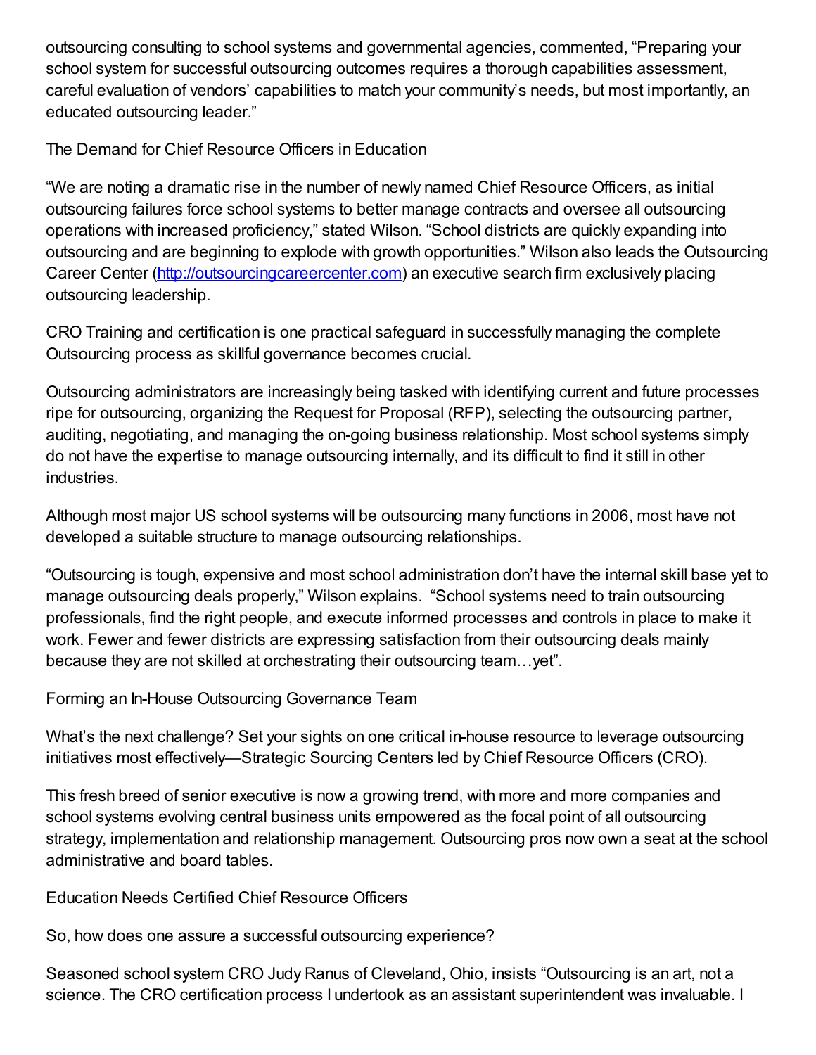outsourcing consulting to school systems and governmental agencies, commented, "Preparing your school system for successful outsourcing outcomes requires a thorough capabilities assessment, careful evaluation of vendors' capabilities to match your community's needs, but most importantly, an educated outsourcing leader."

## The Demand for Chief Resource Officers in Education

"We are noting a dramatic rise in the number of newly named Chief Resource Officers, as initial outsourcing failures force school systems to better manage contracts and oversee all outsourcing operations with increased proficiency," stated Wilson. "School districts are quickly expanding into outsourcing and are beginning to explode with growth opportunities." Wilson also leads the Outsourcing Career Center ([http://outsourcingcareercenter.com](http://outsourcingcareercenter.com)) an executive search firm exclusively placing outsourcing leadership.

CRO Training and certification is one practical safeguard in successfully managing the complete Outsourcing process as skillful governance becomes crucial.

Outsourcing administrators are increasingly being tasked with identifying current and future processes ripe for outsourcing, organizing the Request for Proposal (RFP), selecting the outsourcing partner, auditing, negotiating, and managing the on-going business relationship. Most school systems simply do not have the expertise to manage outsourcing internally, and its difficult to find it still in other industries.

Although most major US school systems will be outsourcing many functions in 2006, most have not developed a suitable structure to manage outsourcing relationships.

"Outsourcing is tough, expensive and most school administration don't have the internal skill base yet to manage outsourcing deals properly," Wilson explains. "School systems need to train outsourcing professionals, find the right people, and execute informed processes and controls in place to make it work. Fewer and fewer districts are expressing satisfaction from their outsourcing deals mainly because they are not skilled at orchestrating their outsourcing team…yet".

## Forming an In-House Outsourcing Governance Team

What's the next challenge? Set your sights on one critical in-house resource to leverage outsourcing initiatives most effectively—Strategic Sourcing Centers led by Chief Resource Officers (CRO).

This fresh breed of senior executive is now a growing trend, with more and more companies and school systems evolving central business units empowered as the focal point of all outsourcing strategy, implementation and relationship management. Outsourcing pros now own a seat at the school administrative and board tables.

## Education Needs Certified Chief Resource Officers

So, how does one assure a successful outsourcing experience?

Seasoned school system CRO Judy Ranus of Cleveland, Ohio, insists "Outsourcing is an art, not a science. The CRO certification process I undertook as an assistant superintendent was invaluable. I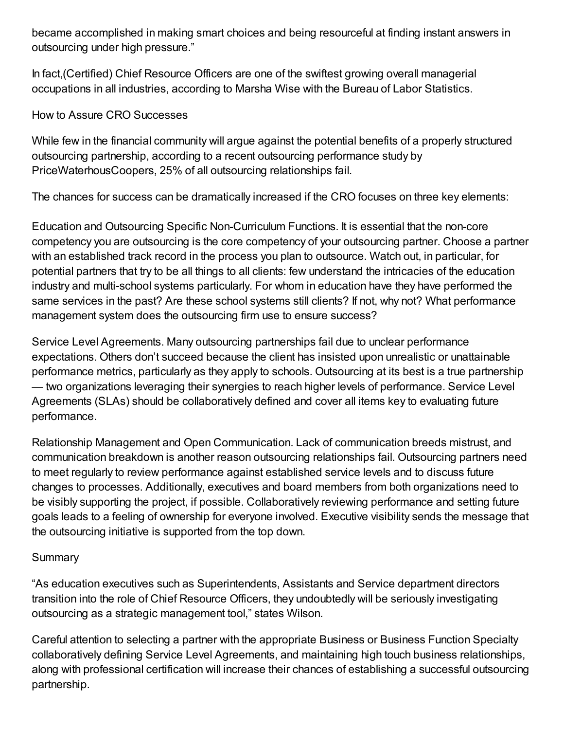became accomplished in making smart choices and being resourceful at finding instant answers in outsourcing under high pressure."

In fact,(Certified) Chief Resource Officers are one of the swiftest growing overall managerial occupations in all industries, according to Marsha Wise with the Bureau of Labor Statistics.

## How to Assure CRO Successes

While few in the financial community will argue against the potential benefits of a properly structured outsourcing partnership, according to a recent outsourcing performance study by PriceWaterhousCoopers, 25% of all outsourcing relationships fail.

The chances for success can be dramatically increased if the CRO focuses on three key elements:

Education and Outsourcing Specific Non-Curriculum Functions. It is essential that the non-core competency you are outsourcing is the core competency of your outsourcing partner. Choose a partner with an established track record in the process you plan to outsource. Watch out, in particular, for potential partners that try to be all things to all clients: few understand the intricacies of the education industry and multi-school systems particularly. For whom in education have they have performed the same services in the past? Are these school systems still clients? If not, why not? What performance management system does the outsourcing firm use to ensure success?

Service Level Agreements. Many outsourcing partnerships fail due to unclear performance expectations. Others don't succeed because the client has insisted upon unrealistic or unattainable performance metrics, particularly as they apply to schools. Outsourcing at its best is a true partnership — two organizations leveraging their synergies to reach higher levels of performance. Service Level Agreements (SLAs) should be collaboratively defined and cover all items key to evaluating future performance.

Relationship Management and Open Communication. Lack of communication breeds mistrust, and communication breakdown is another reason outsourcing relationships fail. Outsourcing partners need to meet regularly to review performance against established service levels and to discuss future changes to processes. Additionally, executives and board members from both organizations need to be visibly supporting the project, if possible. Collaboratively reviewing performance and setting future goals leads to a feeling of ownership for everyone involved. Executive visibility sends the message that the outsourcing initiative is supported from the top down.

## Summary

"As education executives such as Superintendents, Assistants and Service department directors transition into the role of Chief Resource Officers, they undoubtedly will be seriously investigating outsourcing as a strategic management tool," states Wilson.

Careful attention to selecting a partner with the appropriate Business or Business Function Specialty collaboratively defining Service Level Agreements, and maintaining high touch business relationships, along with professional certification will increase their chances of establishing a successful outsourcing partnership.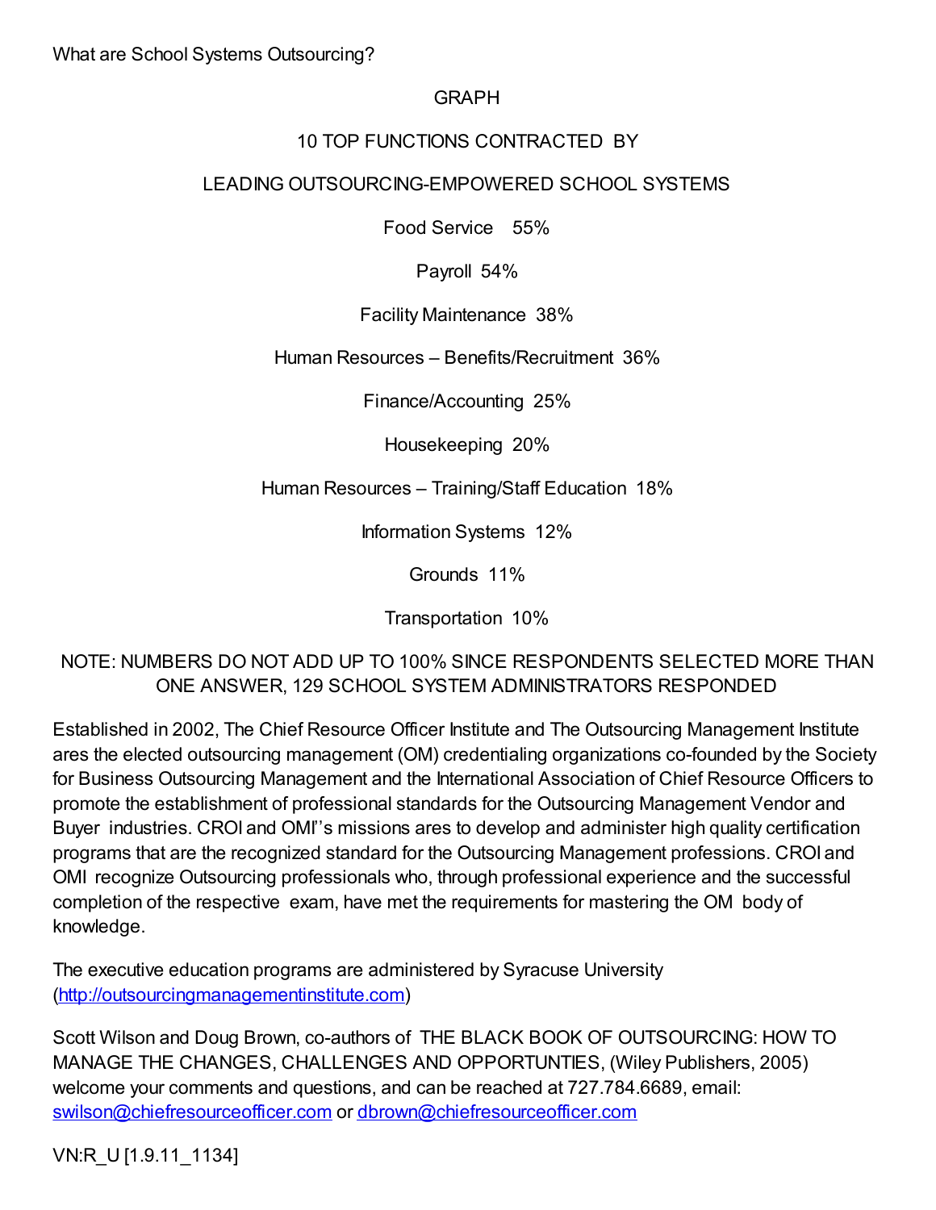What are School Systems Outsourcing?

GRAPH

10 TOP FUNCTIONS CONTRACTED BY

LEADING OUTSOURCING-EMPOWERED SCHOOL SYSTEMS

Food Service 55%

Payroll 54%

Facility Maintenance 38%

Human Resources – Benefits/Recruitment 36%

Finance/Accounting 25%

Housekeeping 20%

Human Resources – Training/Staff Education 18%

Information Systems 12%

Grounds 11%

Transportation 10%

NOTE: NUMBERS DO NOT ADD UP TO 100% SINCE RESPONDENTS SELECTED MORE THAN ONE ANSWER, 129 SCHOOL SYSTEM ADMINISTRATORS RESPONDED

Established in 2002, The Chief Resource Officer Institute and The Outsourcing Management Institute ares the elected outsourcing management (OM) credentialing organizations co-founded by the Society for Business Outsourcing Management and the International Association of Chief Resource Officers to promote the establishment of professional standards for the Outsourcing Management Vendor and Buyer industries. CROI and OMI''s missions ares to develop and administer high quality certification programs that are the recognized standard for the Outsourcing Management professions. CROI and OMI recognize Outsourcing professionals who, through professional experience and the successful completion of the respective exam, have met the requirements for mastering the OM body of knowledge.

The executive education programs are administered by Syracuse University (http://outsourcingmanagementinstitute.com)

Scott Wilson and Doug Brown, co-authors of THE BLACK BOOK OF OUTSOURCING: HOW TO MANAGE THE CHANGES, CHALLENGES AND OPPORTUNTIES, (Wiley Publishers, 2005) welcome your comments and questions, and can be reached at 727.784.6689, email: swilson@chiefresourceofficer.com or dbrown@chiefresourceofficer.com

VN:R_U [1.9.11_1134]